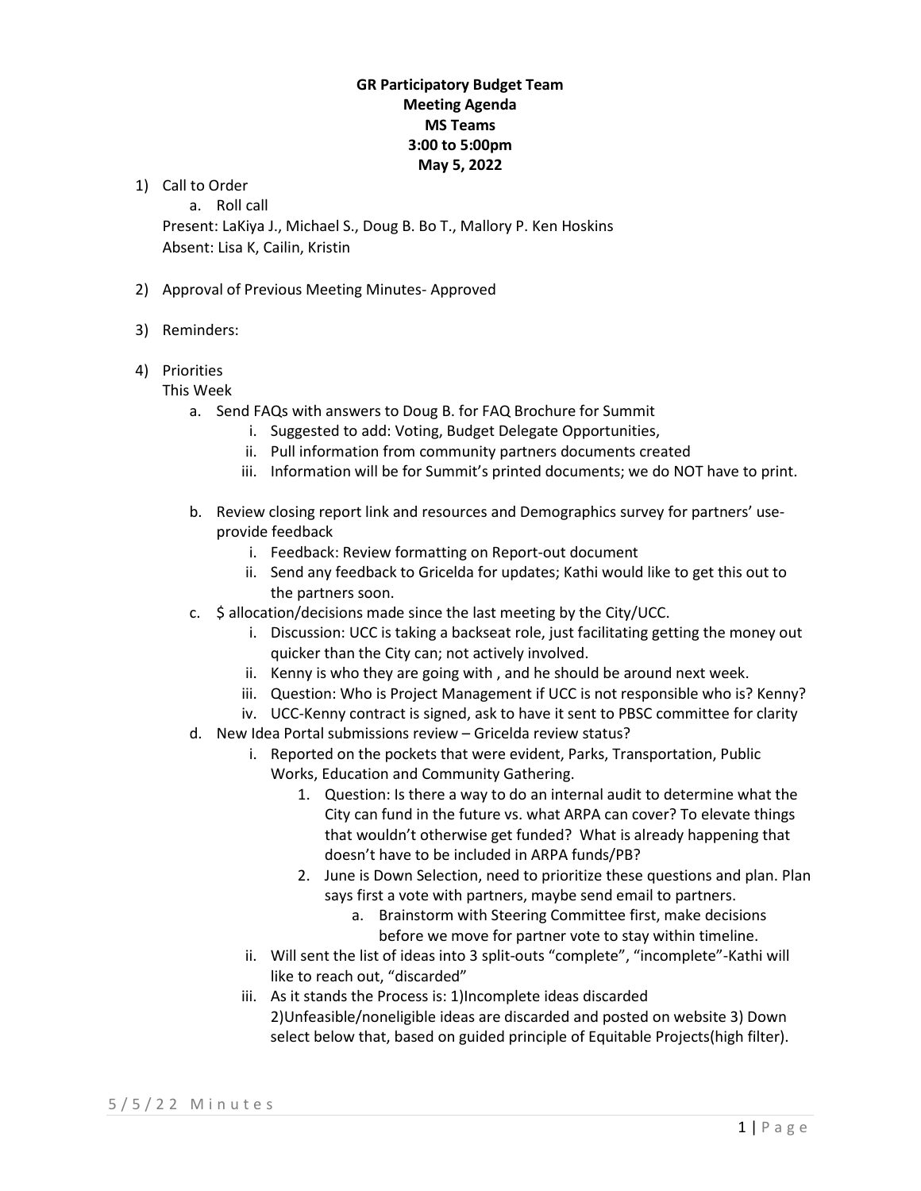**GR Participatory Budget Team**
**Meeting Agenda**
**MS Teams**
**3:00 to 5:00pm**
**May 5, 2022**

1) Call to Order
   a. Roll call

   Present: LaKiya J., Michael S., Doug B. Bo T., Mallory P. Ken Hoskins
   Absent: Lisa K, Cailin, Kristin

2) Approval of Previous Meeting Minutes- Approved

3) Reminders:

4) Priorities

   This Week

   a. Send FAQs with answers to Doug B. for FAQ Brochure for Summit
      i. Suggested to add: Voting, Budget Delegate Opportunities,
      ii. Pull information from community partners documents created
      iii. Information will be for Summit's printed documents; we do NOT have to print.

   b. Review closing report link and resources and Demographics survey for partners' use- provide feedback
      i. Feedback: Review formatting on Report-out document
      ii. Send any feedback to Gricelda for updates; Kathi would like to get this out to the partners soon.

   c. $ allocation/decisions made since the last meeting by the City/UCC.
      i. Discussion: UCC is taking a backseat role, just facilitating getting the money out quicker than the City can; not actively involved.
      ii. Kenny is who they are going with , and he should be around next week.
      iii. Question: Who is Project Management if UCC is not responsible who is? Kenny?
      iv. UCC-Kenny contract is signed, ask to have it sent to PBSC committee for clarity

   d. New Idea Portal submissions review – Gricelda review status?
      i. Reported on the pockets that were evident, Parks, Transportation, Public Works, Education and Community Gathering.
         1. Question: Is there a way to do an internal audit to determine what the City can fund in the future vs. what ARPA can cover? To elevate things that wouldn't otherwise get funded? What is already happening that doesn't have to be included in ARPA funds/PB?
         2. June is Down Selection, need to prioritize these questions and plan. Plan says first a vote with partners, maybe send email to partners.
            a. Brainstorm with Steering Committee first, make decisions before we move for partner vote to stay within timeline.
      ii. Will sent the list of ideas into 3 split-outs "complete", "incomplete"-Kathi will like to reach out, "discarded"
      iii. As it stands the Process is: 1)Incomplete ideas discarded 2)Unfeasible/noneligible ideas are discarded and posted on website 3) Down select below that, based on guided principle of Equitable Projects(high filter).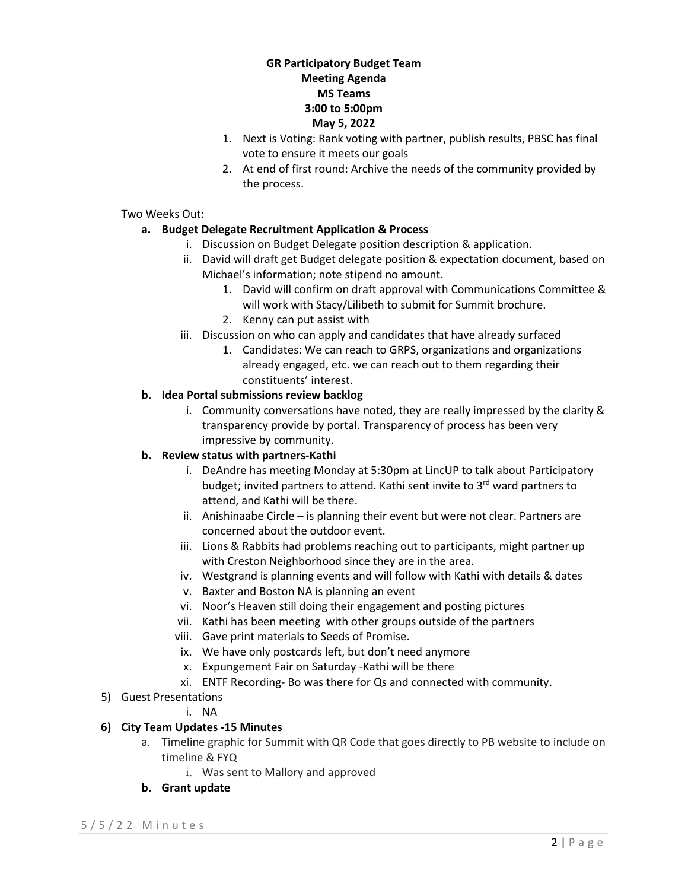**GR Participatory Budget Team**
**Meeting Agenda**
**MS Teams**
**3:00 to 5:00pm**
**May 5, 2022**

1. Next is Voting: Rank voting with partner, publish results, PBSC has final vote to ensure it meets our goals
2. At end of first round: Archive the needs of the community provided by the process.

Two Weeks Out:

**a. Budget Delegate Recruitment Application & Process**

i. Discussion on Budget Delegate position description & application.

ii. David will draft get Budget delegate position & expectation document, based on Michael's information; note stipend no amount.

1. David will confirm on draft approval with Communications Committee & will work with Stacy/Lilibeth to submit for Summit brochure.
2. Kenny can put assist with

iii. Discussion on who can apply and candidates that have already surfaced

1. Candidates: We can reach to GRPS, organizations and organizations already engaged, etc. we can reach out to them regarding their constituents' interest.

**b. Idea Portal submissions review backlog**

i. Community conversations have noted, they are really impressed by the clarity & transparency provide by portal. Transparency of process has been very impressive by community.

**b. Review status with partners-Kathi**

i. DeAndre has meeting Monday at 5:30pm at LincUP to talk about Participatory budget; invited partners to attend. Kathi sent invite to 3rd ward partners to attend, and Kathi will be there.

ii. Anishinaabe Circle – is planning their event but were not clear. Partners are concerned about the outdoor event.

iii. Lions & Rabbits had problems reaching out to participants, might partner up with Creston Neighborhood since they are in the area.

iv. Westgrand is planning events and will follow with Kathi with details & dates

v. Baxter and Boston NA is planning an event

vi. Noor's Heaven still doing their engagement and posting pictures

vii. Kathi has been meeting with other groups outside of the partners

viii. Gave print materials to Seeds of Promise.

ix. We have only postcards left, but don't need anymore

x. Expungement Fair on Saturday -Kathi will be there

xi. ENTF Recording- Bo was there for Qs and connected with community.

5) Guest Presentations

i. NA

**6) City Team Updates -15 Minutes**

a. Timeline graphic for Summit with QR Code that goes directly to PB website to include on timeline & FYQ

i. Was sent to Mallory and approved

**b. Grant update**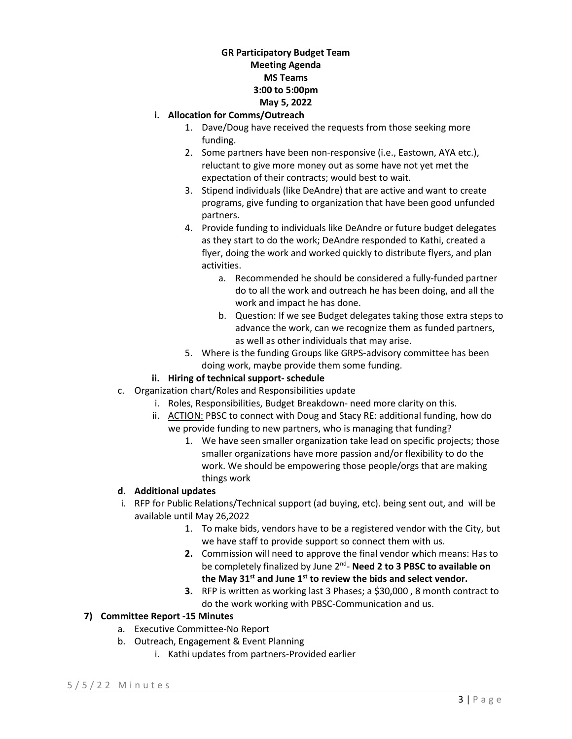**GR Participatory Budget Team**
**Meeting Agenda**
**MS Teams**
**3:00 to 5:00pm**
**May 5, 2022**

- **i. Allocation for Comms/Outreach**
  1. Dave/Doug have received the requests from those seeking more funding.
  2. Some partners have been non-responsive (i.e., Eastown, AYA etc.), reluctant to give more money out as some have not yet met the expectation of their contracts; would best to wait.
  3. Stipend individuals (like DeAndre) that are active and want to create programs, give funding to organization that have been good unfunded partners.
  4. Provide funding to individuals like DeAndre or future budget delegates as they start to do the work; DeAndre responded to Kathi, created a flyer, doing the work and worked quickly to distribute flyers, and plan activities.
     - a. Recommended he should be considered a fully-funded partner do to all the work and outreach he has been doing, and all the work and impact he has done.
     - b. Question: If we see Budget delegates taking those extra steps to advance the work, can we recognize them as funded partners, as well as other individuals that may arise.
  5. Where is the funding Groups like GRPS-advisory committee has been doing work, maybe provide them some funding.
- **ii. Hiring of technical support- schedule**

c. Organization chart/Roles and Responsibilities update

- i. Roles, Responsibilities, Budget Breakdown- need more clarity on this.
- ii. ACTION: PBSC to connect with Doug and Stacy RE: additional funding, how do we provide funding to new partners, who is managing that funding?
  1. We have seen smaller organization take lead on specific projects; those smaller organizations have more passion and/or flexibility to do the work. We should be empowering those people/orgs that are making things work

**d. Additional updates**

- i. RFP for Public Relations/Technical support (ad buying, etc). being sent out, and will be available until May 26,2022
  1. To make bids, vendors have to be a registered vendor with the City, but we have staff to provide support so connect them with us.
  2. Commission will need to approve the final vendor which means: Has to be completely finalized by June 2nd- **Need 2 to 3 PBSC to available on the May 31st and June 1st to review the bids and select vendor.**
  3. RFP is written as working last 3 Phases; a $30,000 , 8 month contract to do the work working with PBSC-Communication and us.

**7) Committee Report -15 Minutes**

- a. Executive Committee-No Report
- b. Outreach, Engagement & Event Planning
  - i. Kathi updates from partners-Provided earlier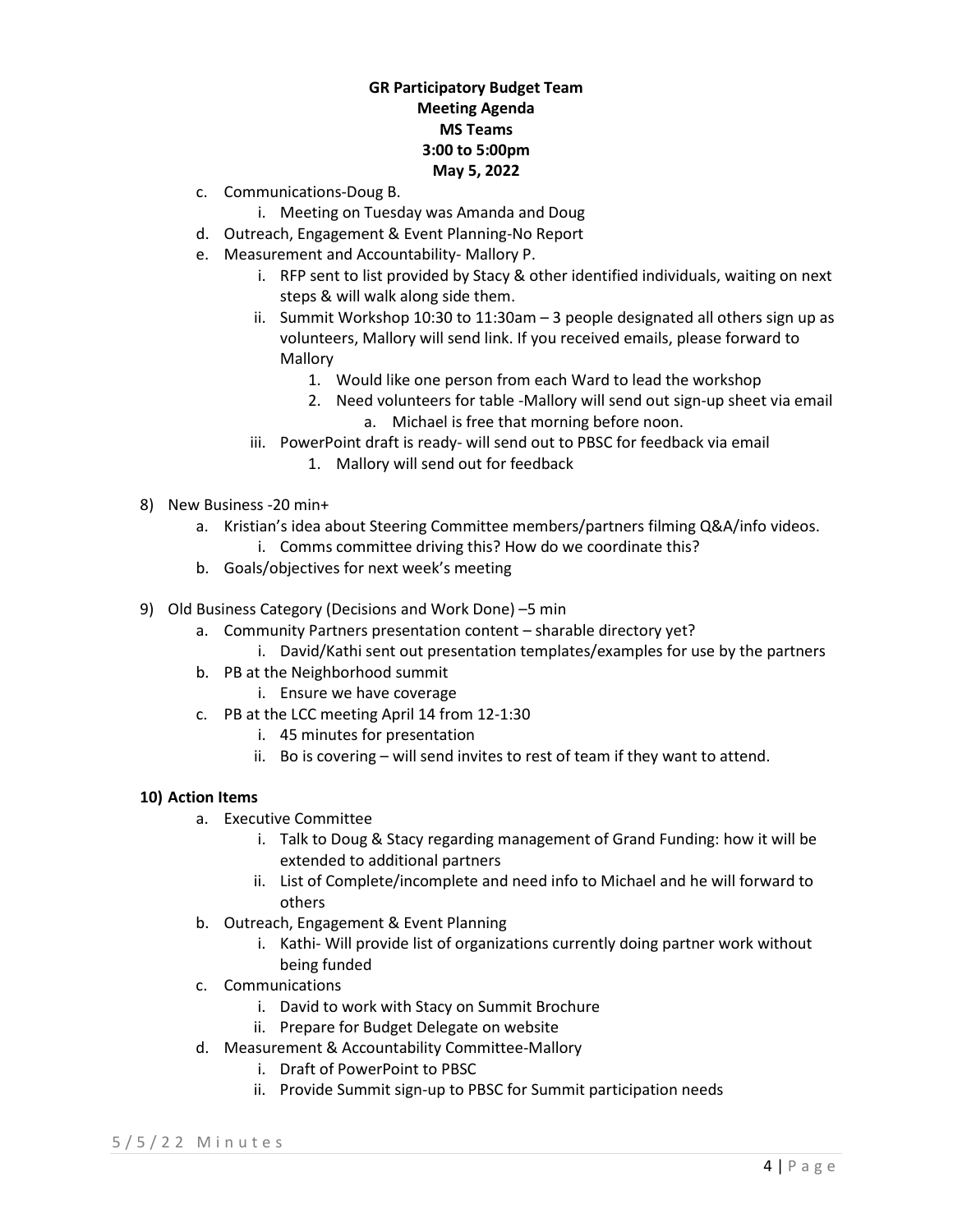**GR Participatory Budget Team**
**Meeting Agenda**
**MS Teams**
**3:00 to 5:00pm**
**May 5, 2022**

- c. Communications-Doug B.
    - i. Meeting on Tuesday was Amanda and Doug
- d. Outreach, Engagement & Event Planning-No Report
- e. Measurement and Accountability- Mallory P.
    - i. RFP sent to list provided by Stacy & other identified individuals, waiting on next steps & will walk along side them.
    - ii. Summit Workshop 10:30 to 11:30am – 3 people designated all others sign up as volunteers, Mallory will send link. If you received emails, please forward to Mallory
        1. Would like one person from each Ward to lead the workshop
        2. Need volunteers for table -Mallory will send out sign-up sheet via email
            - a. Michael is free that morning before noon.
    - iii. PowerPoint draft is ready- will send out to PBSC for feedback via email
        1. Mallory will send out for feedback

8) New Business -20 min+
    - a. Kristian's idea about Steering Committee members/partners filming Q&A/info videos.
        - i. Comms committee driving this? How do we coordinate this?
    - b. Goals/objectives for next week's meeting

9) Old Business Category (Decisions and Work Done) –5 min
    - a. Community Partners presentation content – sharable directory yet?
        - i. David/Kathi sent out presentation templates/examples for use by the partners
    - b. PB at the Neighborhood summit
        - i. Ensure we have coverage
    - c. PB at the LCC meeting April 14 from 12-1:30
        - i. 45 minutes for presentation
        - ii. Bo is covering – will send invites to rest of team if they want to attend.

**10) Action Items**

- a. Executive Committee
    - i. Talk to Doug & Stacy regarding management of Grand Funding: how it will be extended to additional partners
    - ii. List of Complete/incomplete and need info to Michael and he will forward to others
- b. Outreach, Engagement & Event Planning
    - i. Kathi- Will provide list of organizations currently doing partner work without being funded
- c. Communications
    - i. David to work with Stacy on Summit Brochure
    - ii. Prepare for Budget Delegate on website
- d. Measurement & Accountability Committee-Mallory
    - i. Draft of PowerPoint to PBSC
    - ii. Provide Summit sign-up to PBSC for Summit participation needs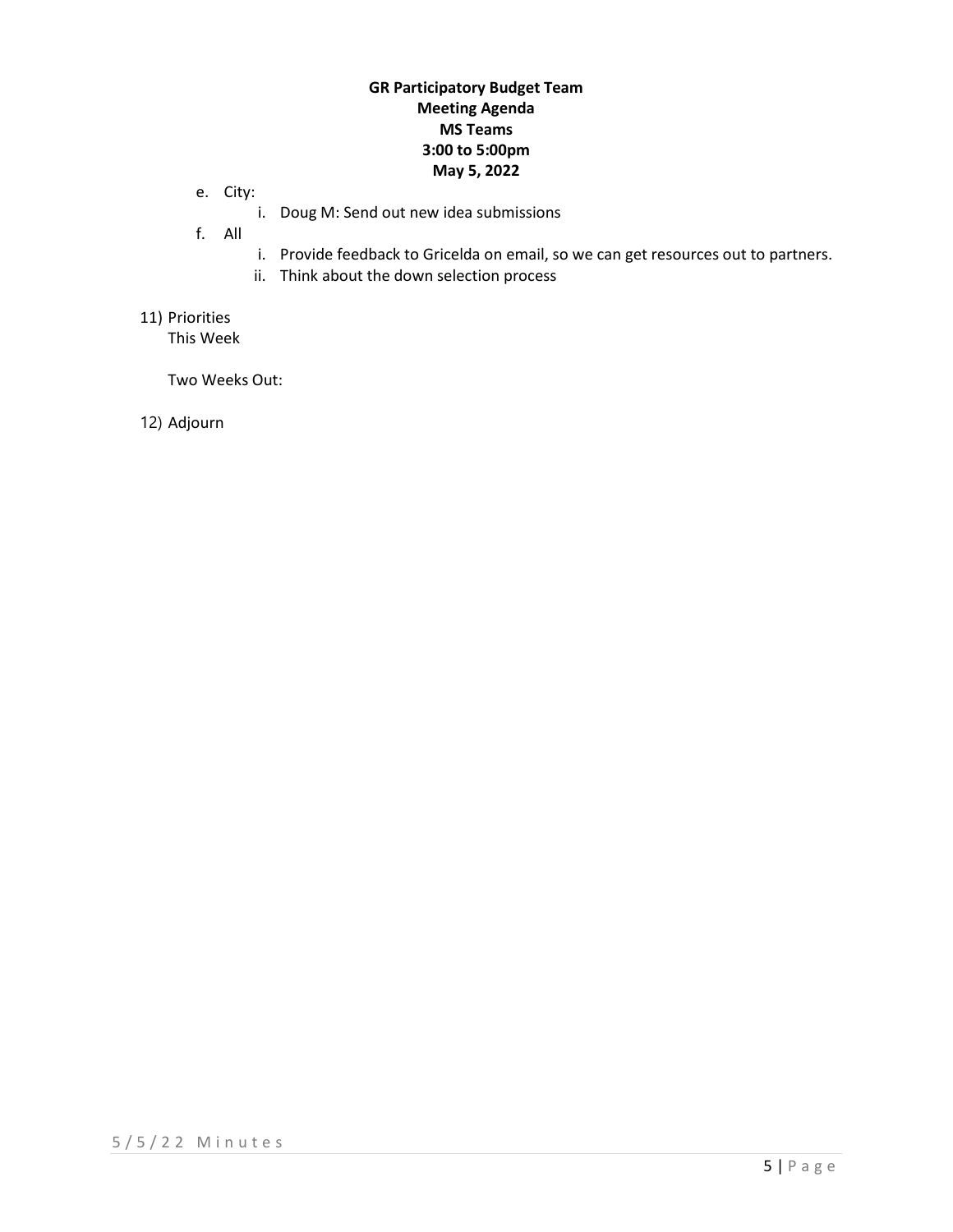**GR Participatory Budget Team**
**Meeting Agenda**
**MS Teams**
**3:00 to 5:00pm**
**May 5, 2022**

e. City:
    i. Doug M: Send out new idea submissions

f. All
    i. Provide feedback to Gricelda on email, so we can get resources out to partners.
    ii. Think about the down selection process

11) Priorities
    This Week

    Two Weeks Out:

12) Adjourn